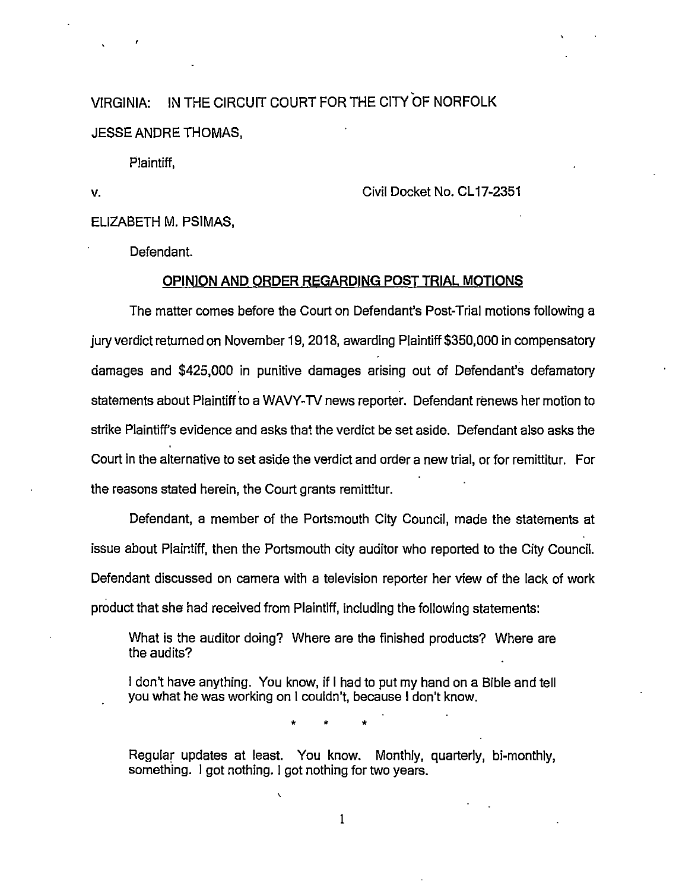VIRGINIA: IN THE CIRCUIT COURT FOR THE CITY OF NORFOLK

JESSE ANDRE THOMAS,

Plaintiff,

v. Civil Docket No. CL17-2351

ELIZABETH M. PSIMAS,

Defendant.

## OPINION AND ORDER REGARDING POST TRIAL MOTIONS

The matter comes before the Court on Defendant's Post-Trial motions following a jury verdict returned on November 19, 2018, awarding Plaintiff $350,000 in compensatory damages and $425,000 in punitive damages arising out of Defendant's defamatory statements about Plaintiff to a WAVY-TV news reporter. Defendant renews her motion to strike Plaintiff's evidence and asks that the verdict be set aside. Defendant also asks the Court in the alternative to set aside the verdict and order a new trial, or for remittitur. For the reasons stated herein, the Court grants remittitur.

Defendant, a member of the Portsmouth City Council, made the statements at issue about Plaintiff, then the Portsmouth city auditor who reported to the City Council. Defendant discussed on camera with a television reporter her view of the lack of work product that she had received from Plaintiff, including the following statements:

> What is the auditor doing? Where are the finished products? Where are the audits?
>
> I don't have anything. You know, if I had to put my hand on a Bible and tell you what he was working on I couldn't, because I don't know.
>
> \* \* \*
>
> Regular updates at least. You know. Monthly, quarterly, bi-monthly, something. I got nothing. I got nothing for two years.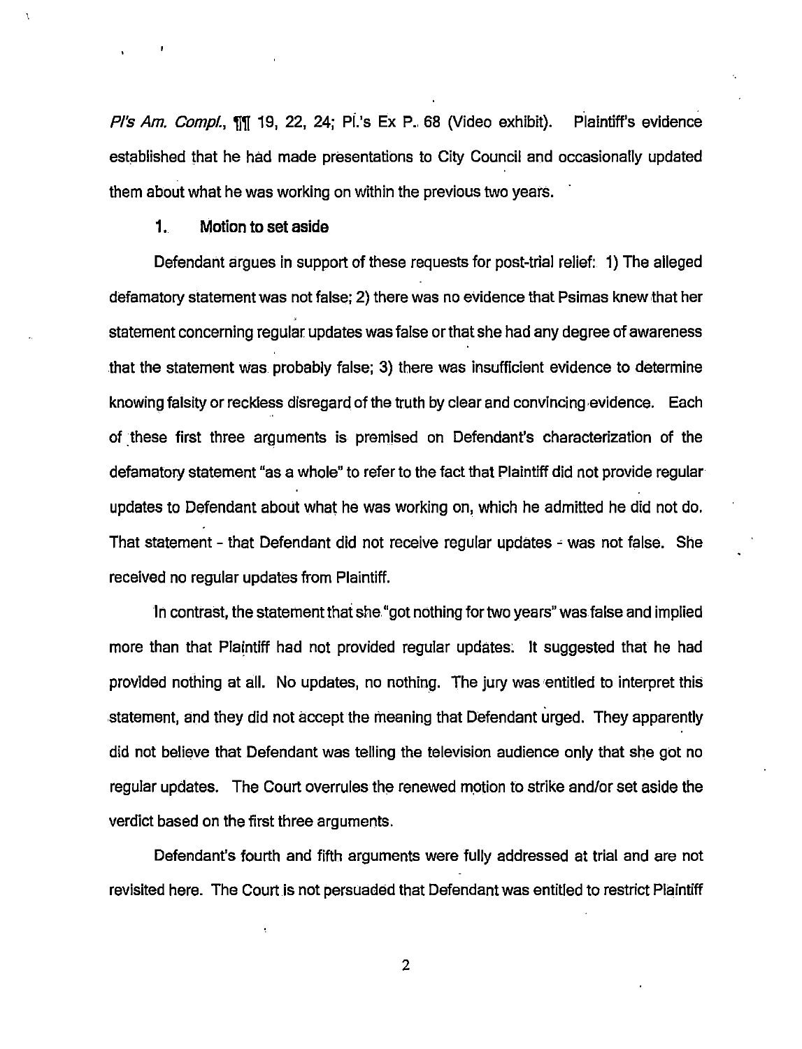*Pl's Am. Compl.*, ¶¶ 19, 22, 24; Pl.'s Ex P. 68 (Video exhibit). Plaintiff's evidence established that he had made presentations to City Council and occasionally updated them about what he was working on within the previous two years.

### 1. Motion to set aside

Defendant argues in support of these requests for post-trial relief: 1) The alleged defamatory statement was not false; 2) there was no evidence that Psimas knew that her statement concerning regular updates was false or that she had any degree of awareness that the statement was probably false; 3) there was insufficient evidence to determine knowing falsity or reckless disregard of the truth by clear and convincing evidence. Each of these first three arguments is premised on Defendant's characterization of the defamatory statement "as a whole" to refer to the fact that Plaintiff did not provide regular updates to Defendant about what he was working on, which he admitted he did not do. That statement - that Defendant did not receive regular updates - was not false. She received no regular updates from Plaintiff.

In contrast, the statement that she "got nothing for two years" was false and implied more than that Plaintiff had not provided regular updates. It suggested that he had provided nothing at all. No updates, no nothing. The jury was entitled to interpret this statement, and they did not accept the meaning that Defendant urged. They apparently did not believe that Defendant was telling the television audience only that she got no regular updates. The Court overrules the renewed motion to strike and/or set aside the verdict based on the first three arguments.

Defendant's fourth and fifth arguments were fully addressed at trial and are not revisited here. The Court is not persuaded that Defendant was entitled to restrict Plaintiff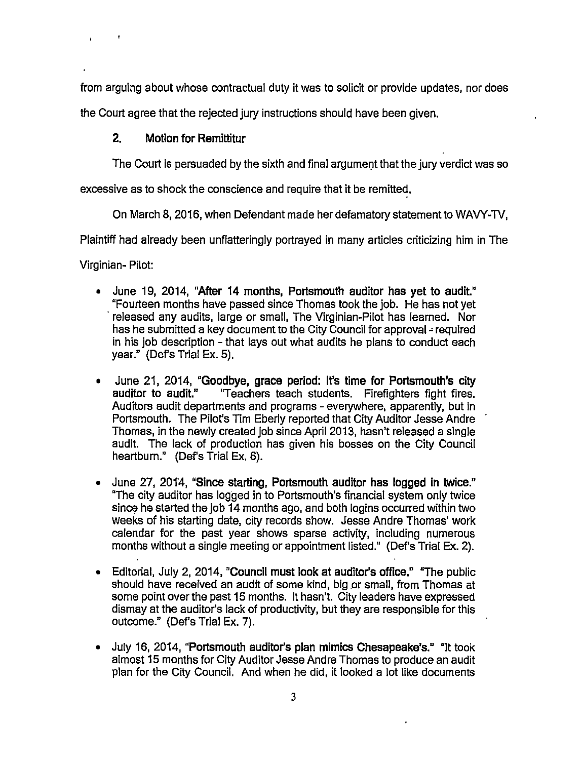from arguing about whose contractual duty it was to solicit or provide updates, nor does the Court agree that the rejected jury instructions should have been given.

### 2. Motion for Remittitur

The Court is persuaded by the sixth and final argument that the jury verdict was so excessive as to shock the conscience and require that it be remitted.

On March 8, 2016, when Defendant made her defamatory statement to WAVY-TV, Plaintiff had already been unflatteringly portrayed in many articles criticizing him in The Virginian- Pilot:

- June 19, 2014, **"After 14 months, Portsmouth auditor has yet to audit."** "Fourteen months have passed since Thomas took the job. He has not yet released any audits, large or small, The Virginian-Pilot has learned. Nor has he submitted a key document to the City Council for approval - required in his job description - that lays out what audits he plans to conduct each year." (Def's Trial Ex. 5).
- June 21, 2014, **"Goodbye, grace period: It's time for Portsmouth's city auditor to audit."** "Teachers teach students. Firefighters fight fires. Auditors audit departments and programs - everywhere, apparently, but in Portsmouth. The Pilot's Tim Eberly reported that City Auditor Jesse Andre Thomas, in the newly created job since April 2013, hasn't released a single audit. The lack of production has given his bosses on the City Council heartburn." (Def's Trial Ex. 6).
- June 27, 2014, **"Since starting, Portsmouth auditor has logged in twice."** "The city auditor has logged in to Portsmouth's financial system only twice since he started the job 14 months ago, and both logins occurred within two weeks of his starting date, city records show. Jesse Andre Thomas' work calendar for the past year shows sparse activity, including numerous months without a single meeting or appointment listed." (Def's Trial Ex. 2).
- Editorial, July 2, 2014, **"Council must look at auditor's office."** "The public should have received an audit of some kind, big or small, from Thomas at some point over the past 15 months. It hasn't. City leaders have expressed dismay at the auditor's lack of productivity, but they are responsible for this outcome." (Def's Trial Ex. 7).
- July 16, 2014, **"Portsmouth auditor's plan mimics Chesapeake's."** "It took almost 15 months for City Auditor Jesse Andre Thomas to produce an audit plan for the City Council. And when he did, it looked a lot like documents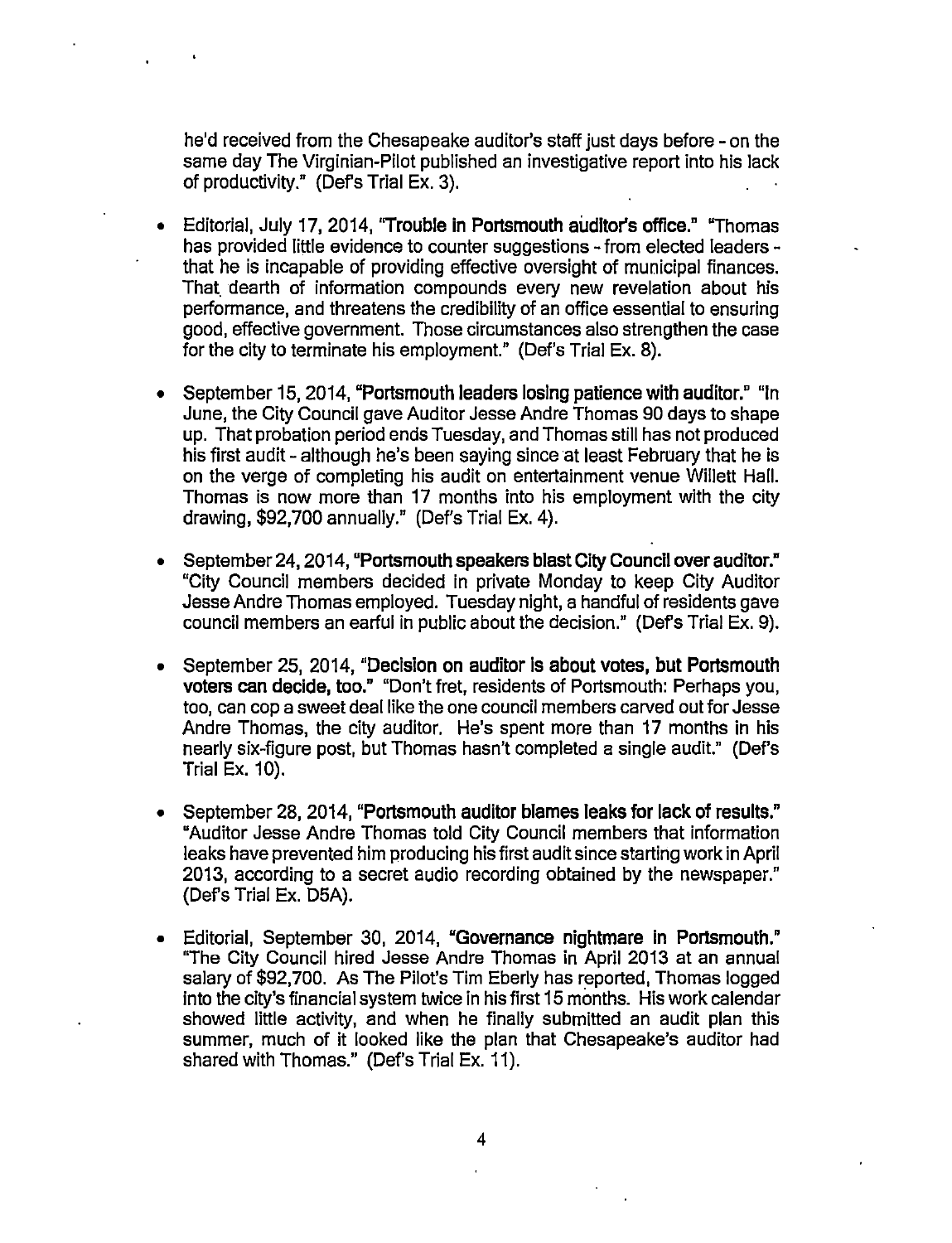he'd received from the Chesapeake auditor's staff just days before - on the same day The Virginian-Pilot published an investigative report into his lack of productivity." (Def's Trial Ex. 3).

- Editorial, July 17, 2014, **"Trouble in Portsmouth auditor's office."** "Thomas has provided little evidence to counter suggestions - from elected leaders - that he is incapable of providing effective oversight of municipal finances. That dearth of information compounds every new revelation about his performance, and threatens the credibility of an office essential to ensuring good, effective government. Those circumstances also strengthen the case for the city to terminate his employment." (Def's Trial Ex. 8).

- September 15, 2014, **"Portsmouth leaders losing patience with auditor."** "In June, the City Council gave Auditor Jesse Andre Thomas 90 days to shape up. That probation period ends Tuesday, and Thomas still has not produced his first audit - although he's been saying since at least February that he is on the verge of completing his audit on entertainment venue Willett Hall. Thomas is now more than 17 months into his employment with the city drawing, $92,700 annually." (Def's Trial Ex. 4).

- September 24, 2014, **"Portsmouth speakers blast City Council over auditor."** "City Council members decided in private Monday to keep City Auditor Jesse Andre Thomas employed. Tuesday night, a handful of residents gave council members an earful in public about the decision." (Def's Trial Ex. 9).

- September 25, 2014, **"Decision on auditor is about votes, but Portsmouth voters can decide, too."** "Don't fret, residents of Portsmouth: Perhaps you, too, can cop a sweet deal like the one council members carved out for Jesse Andre Thomas, the city auditor. He's spent more than 17 months in his nearly six-figure post, but Thomas hasn't completed a single audit." (Def's Trial Ex. 10).

- September 28, 2014, **"Portsmouth auditor blames leaks for lack of results."** "Auditor Jesse Andre Thomas told City Council members that information leaks have prevented him producing his first audit since starting work in April 2013, according to a secret audio recording obtained by the newspaper." (Def's Trial Ex. D5A).

- Editorial, September 30, 2014, **"Governance nightmare in Portsmouth."** "The City Council hired Jesse Andre Thomas in April 2013 at an annual salary of $92,700. As The Pilot's Tim Eberly has reported, Thomas logged into the city's financial system twice in his first 15 months. His work calendar showed little activity, and when he finally submitted an audit plan this summer, much of it looked like the plan that Chesapeake's auditor had shared with Thomas." (Def's Trial Ex. 11).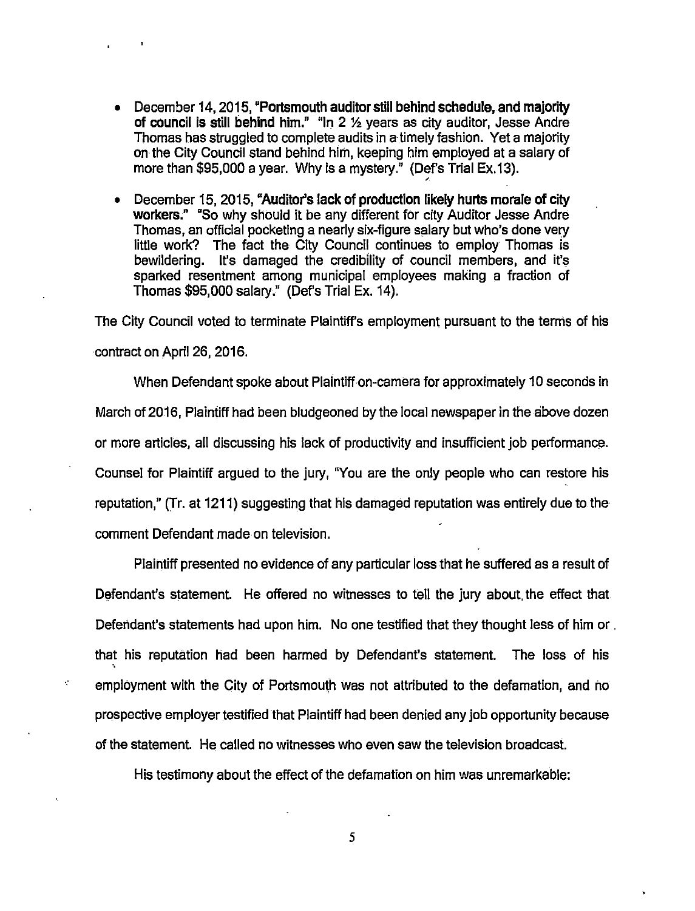- December 14, 2015, **"Portsmouth auditor still behind schedule, and majority of council is still behind him."** "In 2 ½ years as city auditor, Jesse Andre Thomas has struggled to complete audits in a timely fashion. Yet a majority on the City Council stand behind him, keeping him employed at a salary of more than $95,000 a year. Why is a mystery." (Def's Trial Ex.13).

- December 15, 2015, **"Auditor's lack of production likely hurts morale of city workers."** "So why should it be any different for city Auditor Jesse Andre Thomas, an official pocketing a nearly six-figure salary but who's done very little work? The fact the City Council continues to employ Thomas is bewildering. It's damaged the credibility of council members, and it's sparked resentment among municipal employees making a fraction of Thomas $95,000 salary." (Def's Trial Ex. 14).

The City Council voted to terminate Plaintiff's employment pursuant to the terms of his contract on April 26, 2016.

When Defendant spoke about Plaintiff on-camera for approximately 10 seconds in March of 2016, Plaintiff had been bludgeoned by the local newspaper in the above dozen or more articles, all discussing his lack of productivity and insufficient job performance. Counsel for Plaintiff argued to the jury, "You are the only people who can restore his reputation," (Tr. at 1211) suggesting that his damaged reputation was entirely due to the comment Defendant made on television.

Plaintiff presented no evidence of any particular loss that he suffered as a result of Defendant's statement. He offered no witnesses to tell the jury about the effect that Defendant's statements had upon him. No one testified that they thought less of him or that his reputation had been harmed by Defendant's statement. The loss of his employment with the City of Portsmouth was not attributed to the defamation, and no prospective employer testified that Plaintiff had been denied any job opportunity because of the statement. He called no witnesses who even saw the television broadcast.

His testimony about the effect of the defamation on him was unremarkable: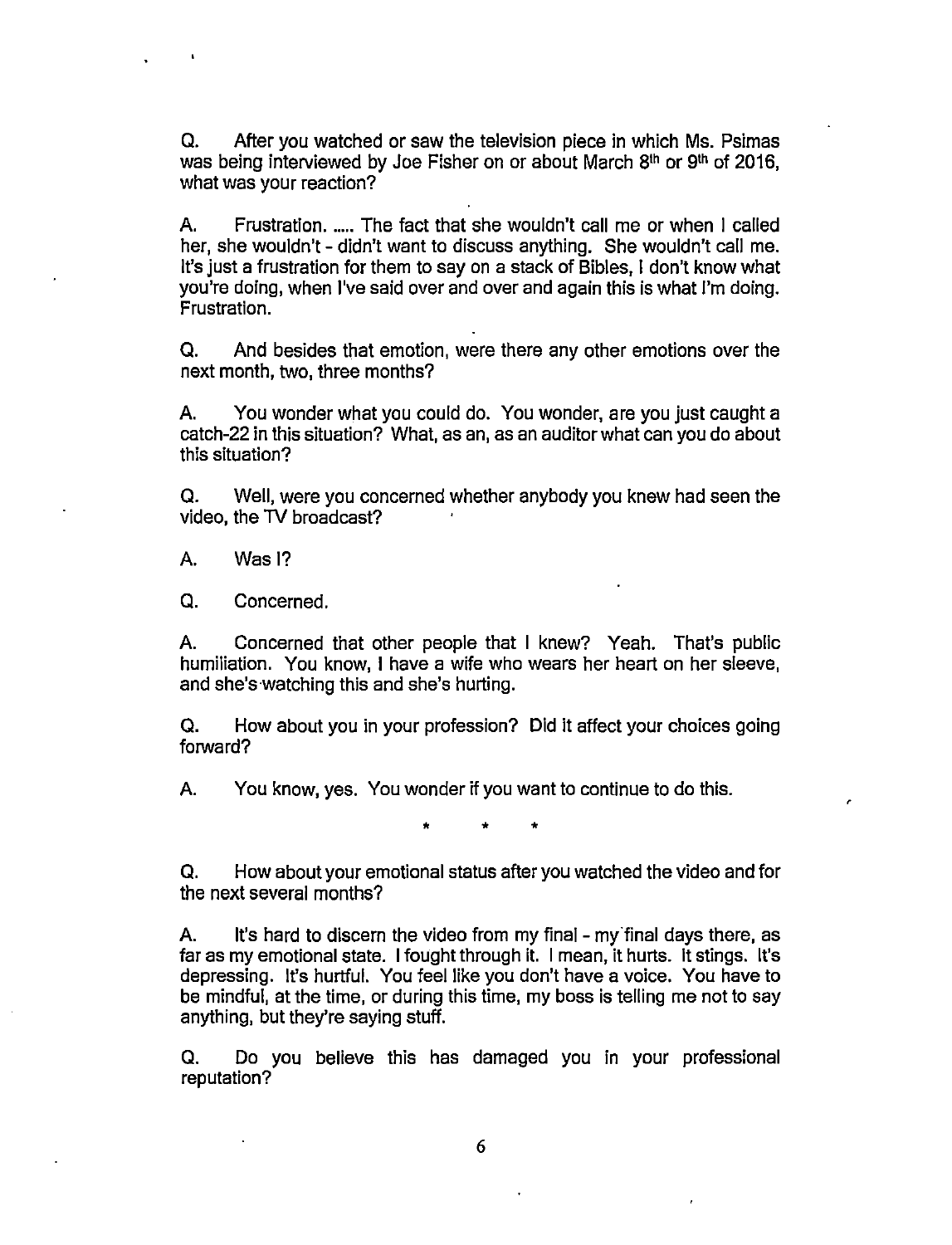Q. After you watched or saw the television piece in which Ms. Psimas was being interviewed by Joe Fisher on or about March 8th or 9th of 2016, what was your reaction?

A. Frustration. ..... The fact that she wouldn't call me or when I called her, she wouldn't - didn't want to discuss anything. She wouldn't call me. It's just a frustration for them to say on a stack of Bibles, I don't know what you're doing, when I've said over and over and again this is what I'm doing. Frustration.

Q. And besides that emotion, were there any other emotions over the next month, two, three months?

A. You wonder what you could do. You wonder, are you just caught a catch-22 in this situation? What, as an, as an auditor what can you do about this situation?

Q. Well, were you concerned whether anybody you knew had seen the video, the TV broadcast?

A. Was I?

Q. Concerned.

A. Concerned that other people that I knew? Yeah. That's public humiliation. You know, I have a wife who wears her heart on her sleeve, and she's watching this and she's hurting.

Q. How about you in your profession? Did it affect your choices going forward?

A. You know, yes. You wonder if you want to continue to do this.

\* \* \*

Q. How about your emotional status after you watched the video and for the next several months?

A. It's hard to discern the video from my final - my final days there, as far as my emotional state. I fought through it. I mean, it hurts. It stings. It's depressing. It's hurtful. You feel like you don't have a voice. You have to be mindful, at the time, or during this time, my boss is telling me not to say anything, but they're saying stuff.

Q. Do you believe this has damaged you in your professional reputation?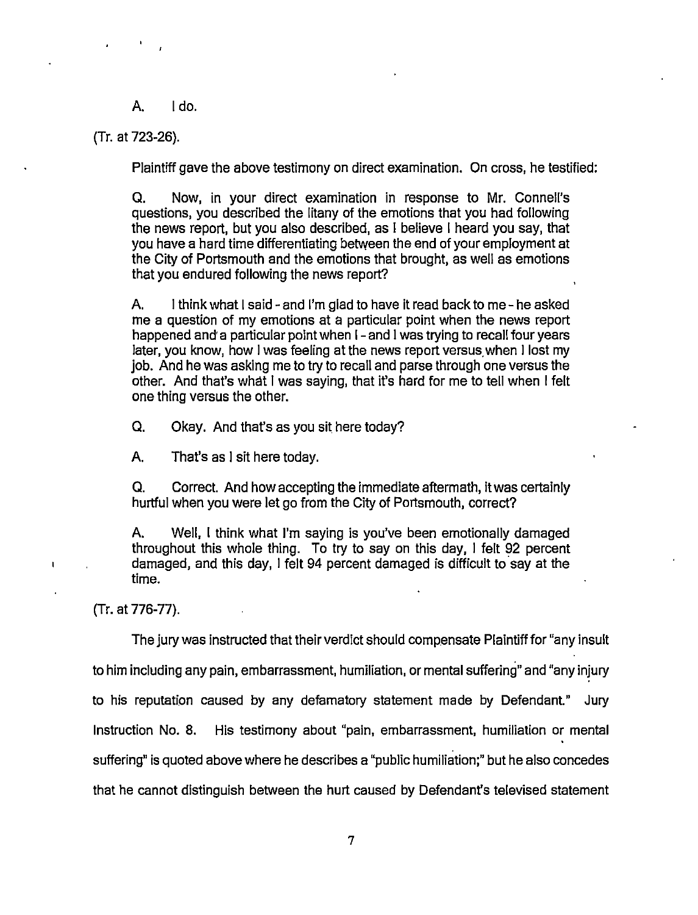A. I do.

(Tr. at 723-26).

Plaintiff gave the above testimony on direct examination. On cross, he testified:

> Q. Now, in your direct examination in response to Mr. Connell's questions, you described the litany of the emotions that you had following the news report, but you also described, as I believe I heard you say, that you have a hard time differentiating between the end of your employment at the City of Portsmouth and the emotions that brought, as well as emotions that you endured following the news report?
>
> A. I think what I said - and I'm glad to have it read back to me - he asked me a question of my emotions at a particular point when the news report happened and a particular point when I - and I was trying to recall four years later, you know, how I was feeling at the news report versus when I lost my job. And he was asking me to try to recall and parse through one versus the other. And that's what I was saying, that it's hard for me to tell when I felt one thing versus the other.
>
> Q. Okay. And that's as you sit here today?
>
> A. That's as I sit here today.
>
> Q. Correct. And how accepting the immediate aftermath, it was certainly hurtful when you were let go from the City of Portsmouth, correct?
>
> A. Well, I think what I'm saying is you've been emotionally damaged throughout this whole thing. To try to say on this day, I felt 92 percent damaged, and this day, I felt 94 percent damaged is difficult to say at the time.

(Tr. at 776-77).

The jury was instructed that their verdict should compensate Plaintiff for "any insult to him including any pain, embarrassment, humiliation, or mental suffering" and "any injury to his reputation caused by any defamatory statement made by Defendant." Jury Instruction No. 8. His testimony about "pain, embarrassment, humiliation or mental suffering" is quoted above where he describes a "public humiliation;" but he also concedes that he cannot distinguish between the hurt caused by Defendant's televised statement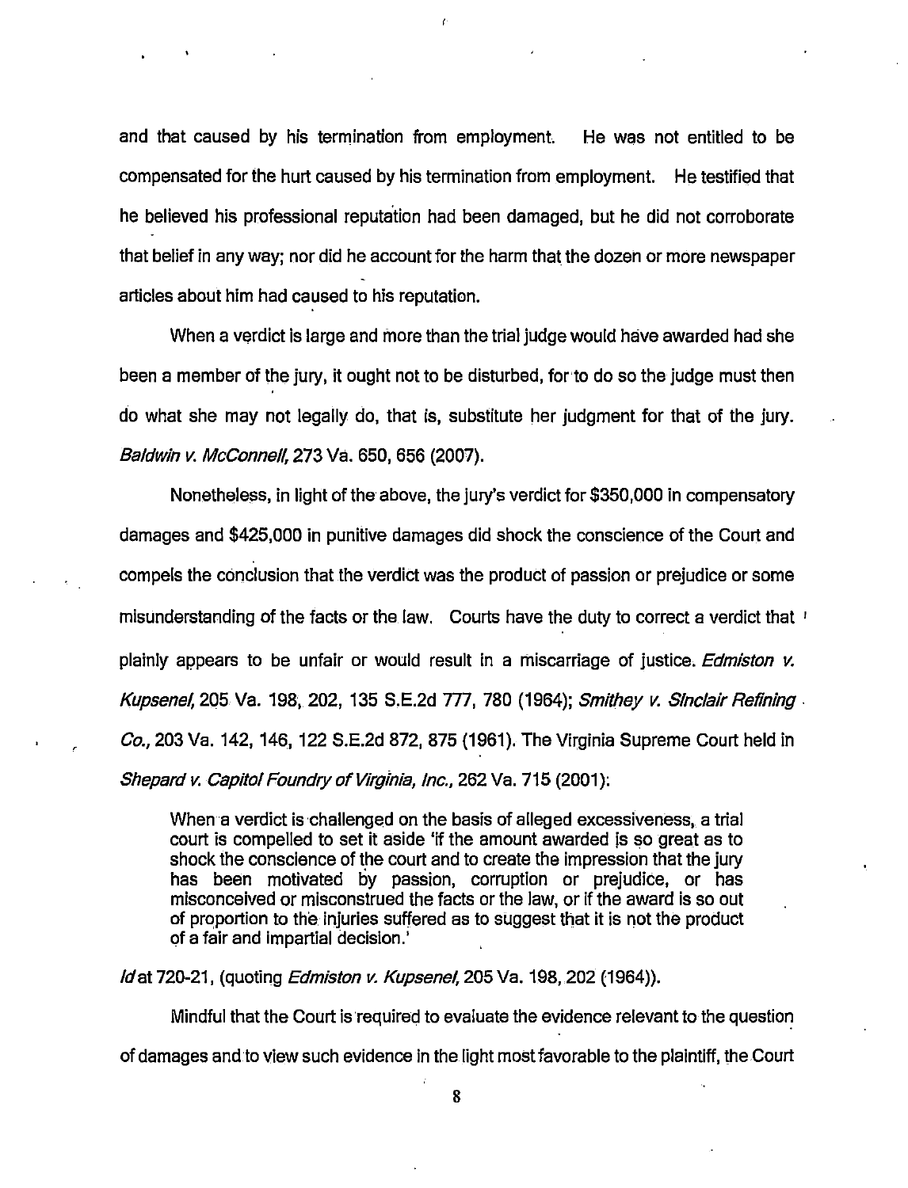and that caused by his termination from employment. He was not entitled to be compensated for the hurt caused by his termination from employment. He testified that he believed his professional reputation had been damaged, but he did not corroborate that belief in any way; nor did he account for the harm that the dozen or more newspaper articles about him had caused to his reputation.

When a verdict is large and more than the trial judge would have awarded had she been a member of the jury, it ought not to be disturbed, for to do so the judge must then do what she may not legally do, that is, substitute her judgment for that of the jury. *Baldwin v. McConnell*, 273 Va. 650, 656 (2007).

Nonetheless, in light of the above, the jury's verdict for $350,000 in compensatory damages and $425,000 in punitive damages did shock the conscience of the Court and compels the conclusion that the verdict was the product of passion or prejudice or some misunderstanding of the facts or the law. Courts have the duty to correct a verdict that plainly appears to be unfair or would result in a miscarriage of justice. *Edmiston v. Kupsenel*, 205 Va. 198, 202, 135 S.E.2d 777, 780 (1964); *Smithey v. Sinclair Refining Co.*, 203 Va. 142, 146, 122 S.E.2d 872, 875 (1961). The Virginia Supreme Court held in *Shepard v. Capitol Foundry of Virginia, Inc.*, 262 Va. 715 (2001):

> When a verdict is challenged on the basis of alleged excessiveness, a trial court is compelled to set it aside 'if the amount awarded is so great as to shock the conscience of the court and to create the impression that the jury has been motivated by passion, corruption or prejudice, or has misconceived or misconstrued the facts or the law, or if the award is so out of proportion to the injuries suffered as to suggest that it is not the product of a fair and impartial decision.'

*Id* at 720-21, (quoting *Edmiston v. Kupsenel*, 205 Va. 198, 202 (1964)).

Mindful that the Court is required to evaluate the evidence relevant to the question of damages and to view such evidence in the light most favorable to the plaintiff, the Court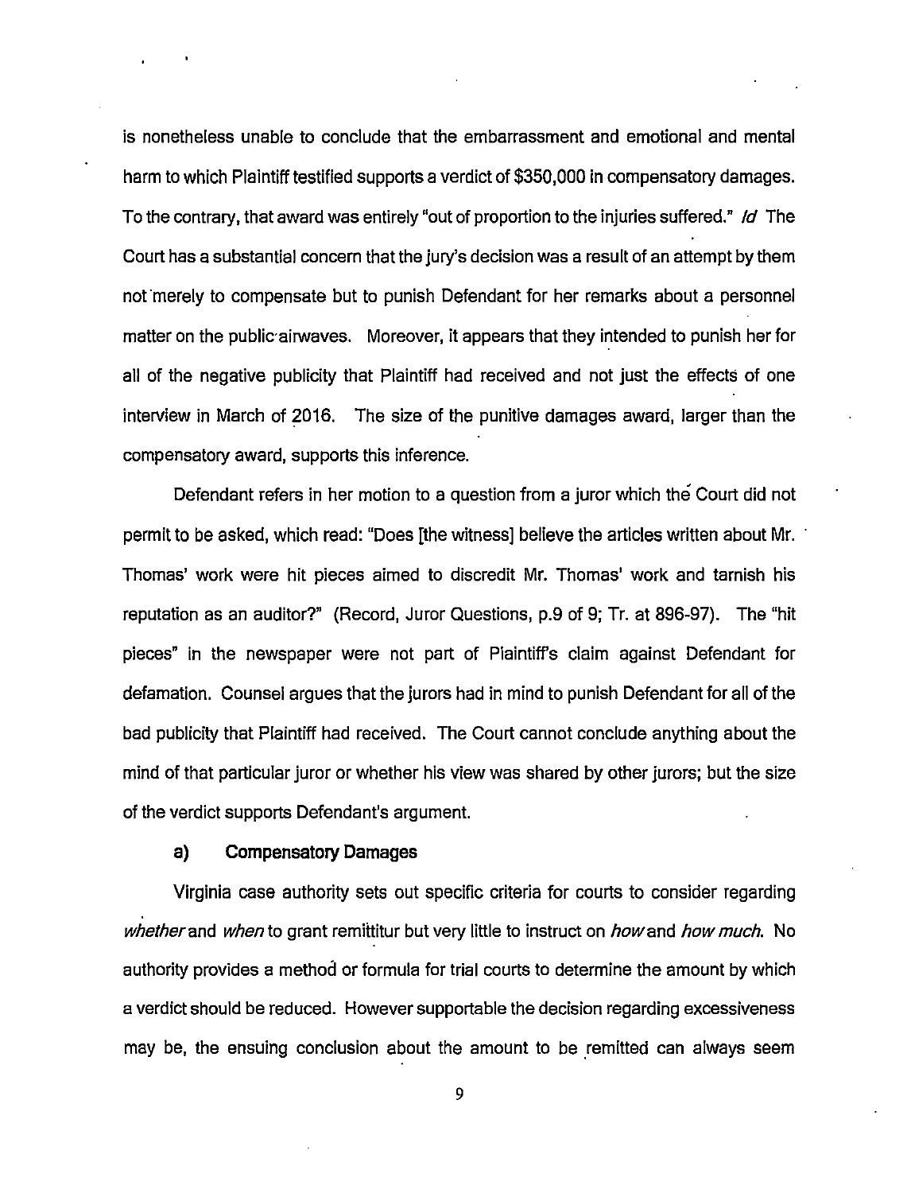is nonetheless unable to conclude that the embarrassment and emotional and mental harm to which Plaintiff testified supports a verdict of $350,000 in compensatory damages. To the contrary, that award was entirely "out of proportion to the injuries suffered." *Id* The Court has a substantial concern that the jury's decision was a result of an attempt by them not merely to compensate but to punish Defendant for her remarks about a personnel matter on the public airwaves. Moreover, it appears that they intended to punish her for all of the negative publicity that Plaintiff had received and not just the effects of one interview in March of 2016. The size of the punitive damages award, larger than the compensatory award, supports this inference.

Defendant refers in her motion to a question from a juror which the Court did not permit to be asked, which read: "Does [the witness] believe the articles written about Mr. Thomas' work were hit pieces aimed to discredit Mr. Thomas' work and tarnish his reputation as an auditor?" (Record, Juror Questions, p.9 of 9; Tr. at 896-97). The "hit pieces" in the newspaper were not part of Plaintiff's claim against Defendant for defamation. Counsel argues that the jurors had in mind to punish Defendant for all of the bad publicity that Plaintiff had received. The Court cannot conclude anything about the mind of that particular juror or whether his view was shared by other jurors; but the size of the verdict supports Defendant's argument.

**a) Compensatory Damages**

Virginia case authority sets out specific criteria for courts to consider regarding *whether* and *when* to grant remittitur but very little to instruct on *how* and *how much*. No authority provides a method or formula for trial courts to determine the amount by which a verdict should be reduced. However supportable the decision regarding excessiveness may be, the ensuing conclusion about the amount to be remitted can always seem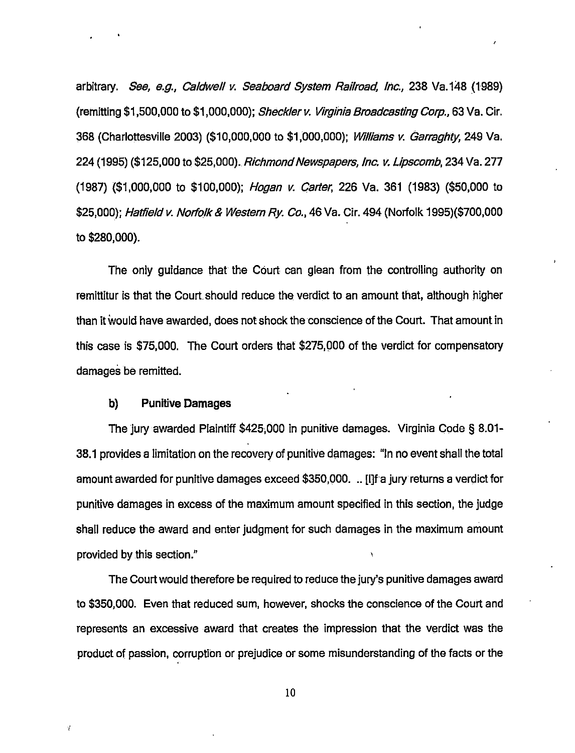arbitrary. *See, e.g., Caldwell v. Seaboard System Railroad, Inc.*, 238 Va. 148 (1989) (remitting $1,500,000 to $1,000,000); *Sheckler v. Virginia Broadcasting Corp.*, 63 Va. Cir. 368 (Charlottesville 2003) ($10,000,000 to $1,000,000); *Williams v. Garraghty*, 249 Va. 224 (1995) ($125,000 to $25,000). *Richmond Newspapers, Inc. v. Lipscomb*, 234 Va. 277 (1987) ($1,000,000 to $100,000); *Hogan v. Carter*, 226 Va. 361 (1983) ($50,000 to $25,000); *Hatfield v. Norfolk & Western Ry. Co.*, 46 Va. Cir. 494 (Norfolk 1995)($700,000 to $280,000).

The only guidance that the Court can glean from the controlling authority on remittitur is that the Court should reduce the verdict to an amount that, although higher than it would have awarded, does not shock the conscience of the Court. That amount in this case is $75,000. The Court orders that $275,000 of the verdict for compensatory damages be remitted.

**b) Punitive Damages**

The jury awarded Plaintiff $425,000 in punitive damages. Virginia Code § 8.01-38.1 provides a limitation on the recovery of punitive damages: "In no event shall the total amount awarded for punitive damages exceed $350,000. .. [I]f a jury returns a verdict for punitive damages in excess of the maximum amount specified in this section, the judge shall reduce the award and enter judgment for such damages in the maximum amount provided by this section."

The Court would therefore be required to reduce the jury's punitive damages award to $350,000. Even that reduced sum, however, shocks the conscience of the Court and represents an excessive award that creates the impression that the verdict was the product of passion, corruption or prejudice or some misunderstanding of the facts or the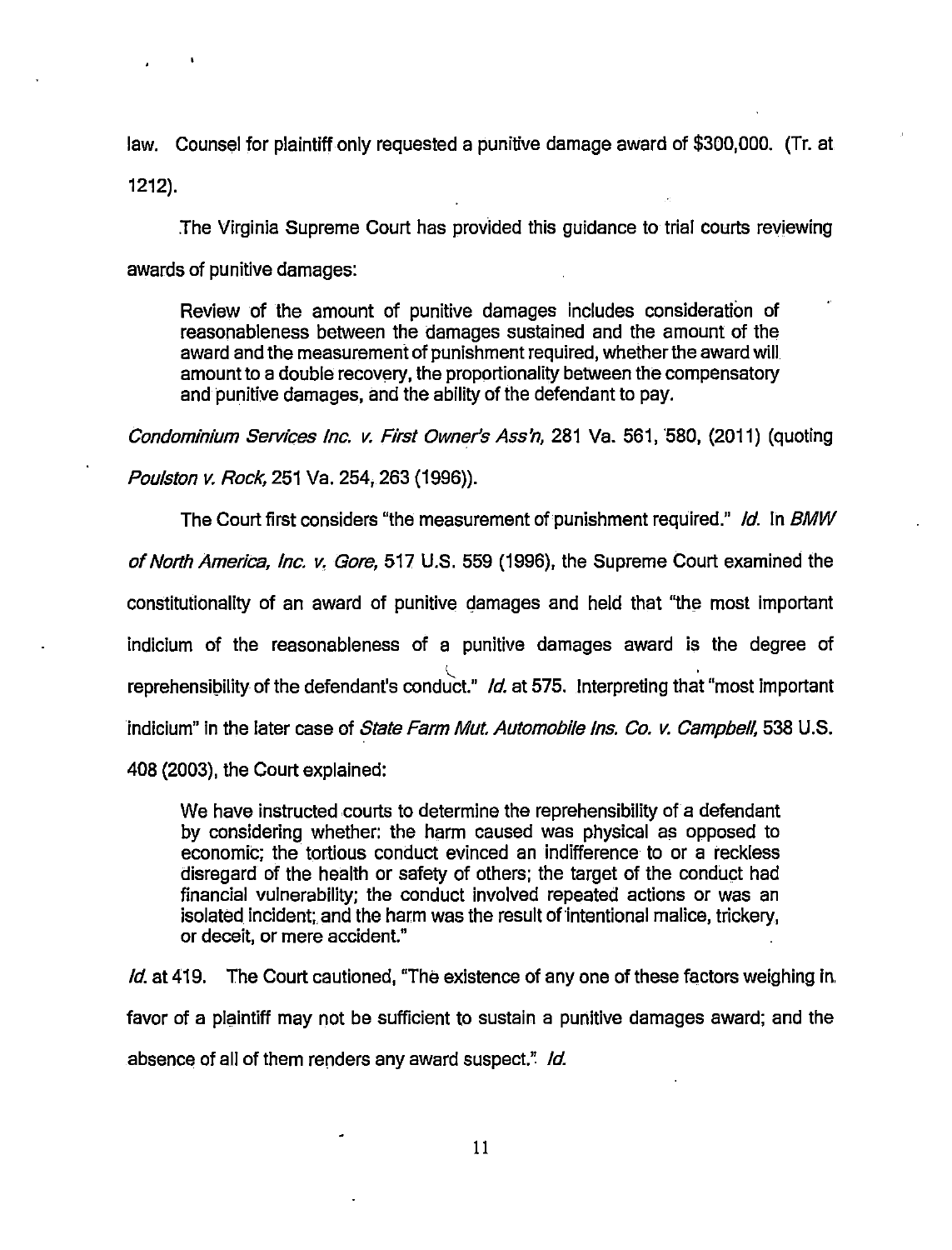law. Counsel for plaintiff only requested a punitive damage award of $300,000. (Tr. at 1212).

The Virginia Supreme Court has provided this guidance to trial courts reviewing awards of punitive damages:

> Review of the amount of punitive damages includes consideration of reasonableness between the damages sustained and the amount of the award and the measurement of punishment required, whether the award will amount to a double recovery, the proportionality between the compensatory and punitive damages, and the ability of the defendant to pay.

*Condominium Services Inc. v. First Owner's Ass'n*, 281 Va. 561, 580, (2011) (quoting *Poulston v. Rock*, 251 Va. 254, 263 (1996)).

The Court first considers "the measurement of punishment required." *Id.* In *BMW of North America, Inc. v. Gore*, 517 U.S. 559 (1996), the Supreme Court examined the constitutionality of an award of punitive damages and held that "the most important indicium of the reasonableness of a punitive damages award is the degree of reprehensibility of the defendant's conduct." *Id.* at 575. Interpreting that "most important indicium" in the later case of *State Farm Mut. Automobile Ins. Co. v. Campbell*, 538 U.S. 408 (2003), the Court explained:

> We have instructed courts to determine the reprehensibility of a defendant by considering whether: the harm caused was physical as opposed to economic; the tortious conduct evinced an indifference to or a reckless disregard of the health or safety of others; the target of the conduct had financial vulnerability; the conduct involved repeated actions or was an isolated incident; and the harm was the result of intentional malice, trickery, or deceit, or mere accident."

*Id.* at 419. The Court cautioned, "The existence of any one of these factors weighing in favor of a plaintiff may not be sufficient to sustain a punitive damages award; and the absence of all of them renders any award suspect." *Id.*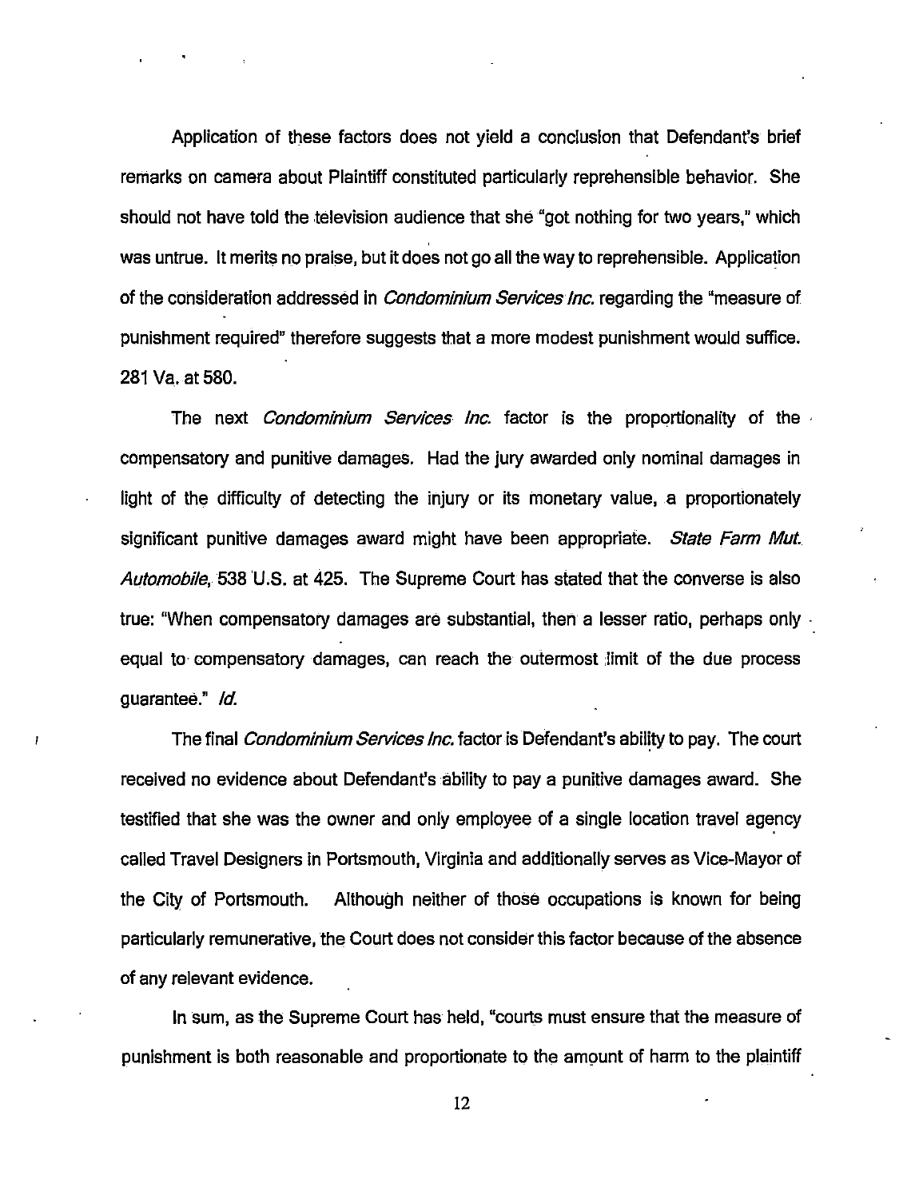Application of these factors does not yield a conclusion that Defendant's brief remarks on camera about Plaintiff constituted particularly reprehensible behavior. She should not have told the television audience that she "got nothing for two years," which was untrue. It merits no praise, but it does not go all the way to reprehensible. Application of the consideration addressed in *Condominium Services Inc.* regarding the "measure of punishment required" therefore suggests that a more modest punishment would suffice. 281 Va. at 580.

The next *Condominium Services Inc.* factor is the proportionality of the compensatory and punitive damages. Had the jury awarded only nominal damages in light of the difficulty of detecting the injury or its monetary value, a proportionately significant punitive damages award might have been appropriate. *State Farm Mut. Automobile*, 538 U.S. at 425. The Supreme Court has stated that the converse is also true: "When compensatory damages are substantial, then a lesser ratio, perhaps only equal to compensatory damages, can reach the outermost limit of the due process guarantee." *Id.*

The final *Condominium Services Inc.* factor is Defendant's ability to pay. The court received no evidence about Defendant's ability to pay a punitive damages award. She testified that she was the owner and only employee of a single location travel agency called Travel Designers in Portsmouth, Virginia and additionally serves as Vice-Mayor of the City of Portsmouth. Although neither of those occupations is known for being particularly remunerative, the Court does not consider this factor because of the absence of any relevant evidence.

In sum, as the Supreme Court has held, "courts must ensure that the measure of punishment is both reasonable and proportionate to the amount of harm to the plaintiff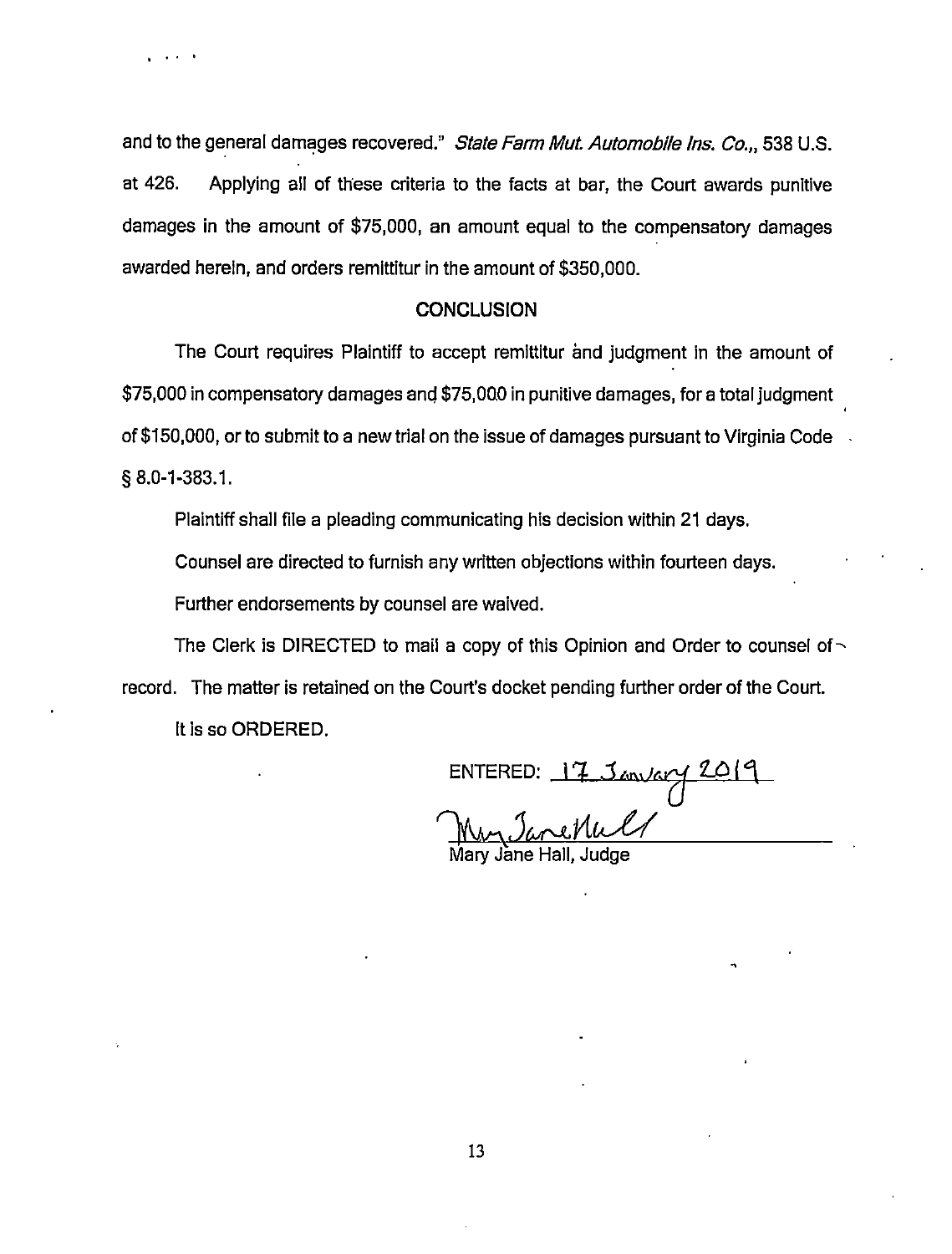and to the general damages recovered." *State Farm Mut. Automobile Ins. Co.*,, 538 U.S. at 426. Applying all of these criteria to the facts at bar, the Court awards punitive damages in the amount of $75,000, an amount equal to the compensatory damages awarded herein, and orders remittitur in the amount of $350,000.

## CONCLUSION

The Court requires Plaintiff to accept remittitur and judgment in the amount of $75,000 in compensatory damages and $75,000 in punitive damages, for a total judgment of $150,000, or to submit to a new trial on the issue of damages pursuant to Virginia Code § 8.0-1-383.1.

Plaintiff shall file a pleading communicating his decision within 21 days.

Counsel are directed to furnish any written objections within fourteen days.

Further endorsements by counsel are waived.

The Clerk is DIRECTED to mail a copy of this Opinion and Order to counsel of record. The matter is retained on the Court's docket pending further order of the Court.

It is so ORDERED.

ENTERED: 17 January 2019

Mary Jane Hall

Mary Jane Hall, Judge